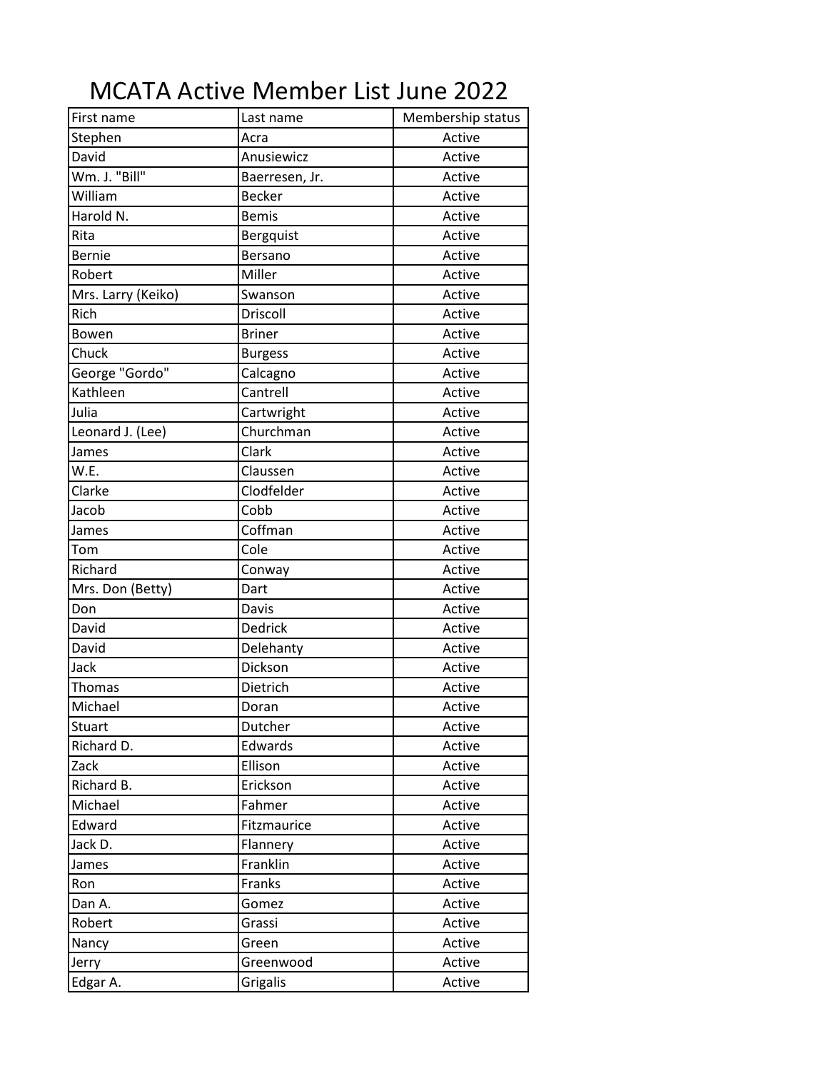# MCATA Active Member List June 2022

| First name | Last name | Membership status |
|---|---|---|
| Stephen | Acra | Active |
| David | Anusiewicz | Active |
| Wm. J. "Bill" | Baerresen, Jr. | Active |
| William | Becker | Active |
| Harold N. | Bemis | Active |
| Rita | Bergquist | Active |
| Bernie | Bersano | Active |
| Robert | Miller | Active |
| Mrs. Larry (Keiko) | Swanson | Active |
| Rich | Driscoll | Active |
| Bowen | Briner | Active |
| Chuck | Burgess | Active |
| George "Gordo" | Calcagno | Active |
| Kathleen | Cantrell | Active |
| Julia | Cartwright | Active |
| Leonard J. (Lee) | Churchman | Active |
| James | Clark | Active |
| W.E. | Claussen | Active |
| Clarke | Clodfelder | Active |
| Jacob | Cobb | Active |
| James | Coffman | Active |
| Tom | Cole | Active |
| Richard | Conway | Active |
| Mrs. Don (Betty) | Dart | Active |
| Don | Davis | Active |
| David | Dedrick | Active |
| David | Delehanty | Active |
| Jack | Dickson | Active |
| Thomas | Dietrich | Active |
| Michael | Doran | Active |
| Stuart | Dutcher | Active |
| Richard D. | Edwards | Active |
| Zack | Ellison | Active |
| Richard B. | Erickson | Active |
| Michael | Fahmer | Active |
| Edward | Fitzmaurice | Active |
| Jack D. | Flannery | Active |
| James | Franklin | Active |
| Ron | Franks | Active |
| Dan A. | Gomez | Active |
| Robert | Grassi | Active |
| Nancy | Green | Active |
| Jerry | Greenwood | Active |
| Edgar A. | Grigalis | Active |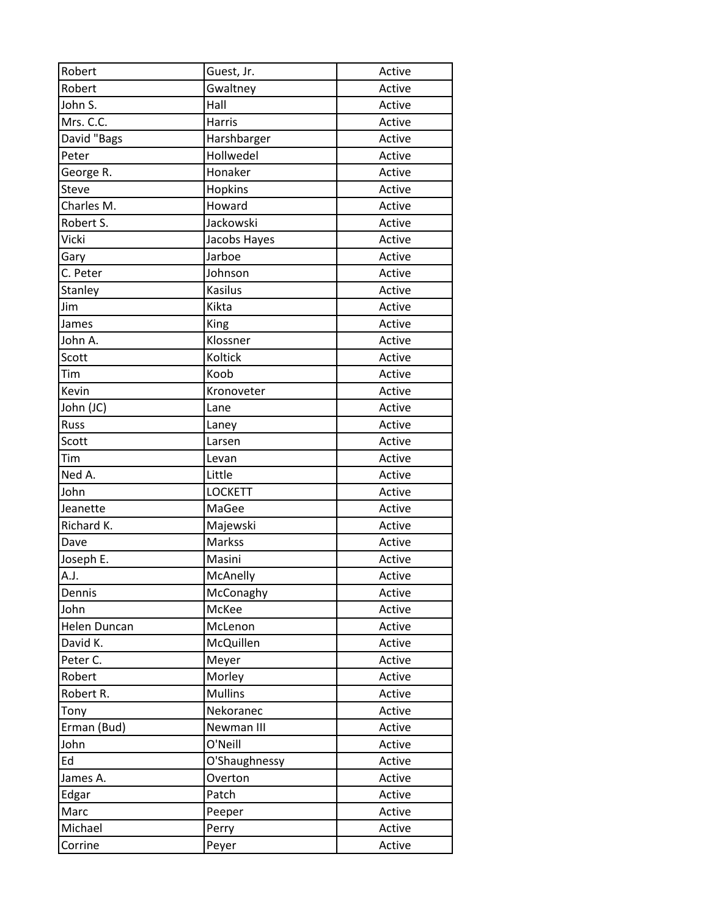| | | |
|---|---|---|
| Robert | Guest, Jr. | Active |
| Robert | Gwaltney | Active |
| John S. | Hall | Active |
| Mrs. C.C. | Harris | Active |
| David "Bags | Harshbarger | Active |
| Peter | Hollwedel | Active |
| George R. | Honaker | Active |
| Steve | Hopkins | Active |
| Charles M. | Howard | Active |
| Robert S. | Jackowski | Active |
| Vicki | Jacobs Hayes | Active |
| Gary | Jarboe | Active |
| C. Peter | Johnson | Active |
| Stanley | Kasilus | Active |
| Jim | Kikta | Active |
| James | King | Active |
| John A. | Klossner | Active |
| Scott | Koltick | Active |
| Tim | Koob | Active |
| Kevin | Kronoveter | Active |
| John (JC) | Lane | Active |
| Russ | Laney | Active |
| Scott | Larsen | Active |
| Tim | Levan | Active |
| Ned A. | Little | Active |
| John | LOCKETT | Active |
| Jeanette | MaGee | Active |
| Richard K. | Majewski | Active |
| Dave | Markss | Active |
| Joseph E. | Masini | Active |
| A.J. | McAnelly | Active |
| Dennis | McConaghy | Active |
| John | McKee | Active |
| Helen Duncan | McLenon | Active |
| David K. | McQuillen | Active |
| Peter C. | Meyer | Active |
| Robert | Morley | Active |
| Robert R. | Mullins | Active |
| Tony | Nekoranec | Active |
| Erman (Bud) | Newman III | Active |
| John | O'Neill | Active |
| Ed | O'Shaughnessy | Active |
| James A. | Overton | Active |
| Edgar | Patch | Active |
| Marc | Peeper | Active |
| Michael | Perry | Active |
| Corrine | Peyer | Active |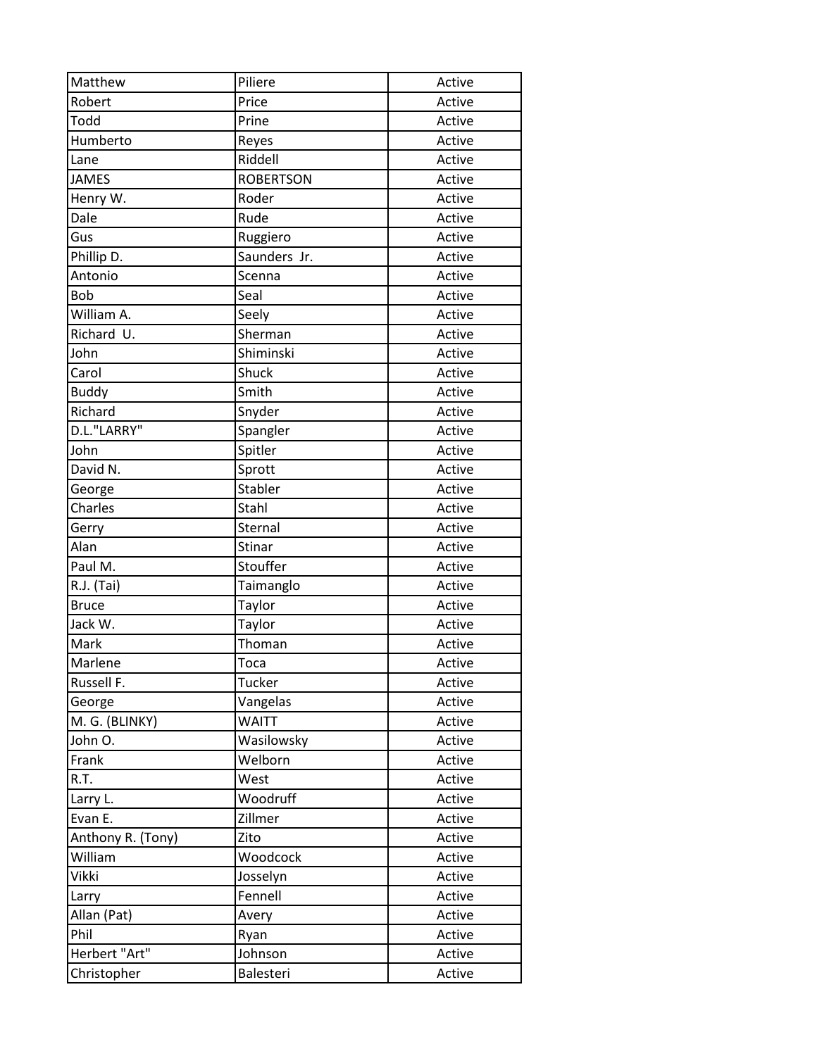| Matthew | Piliere | Active |
|---|---|---|
| Robert | Price | Active |
| Todd | Prine | Active |
| Humberto | Reyes | Active |
| Lane | Riddell | Active |
| JAMES | ROBERTSON | Active |
| Henry W. | Roder | Active |
| Dale | Rude | Active |
| Gus | Ruggiero | Active |
| Phillip D. | Saunders Jr. | Active |
| Antonio | Scenna | Active |
| Bob | Seal | Active |
| William A. | Seely | Active |
| Richard U. | Sherman | Active |
| John | Shiminski | Active |
| Carol | Shuck | Active |
| Buddy | Smith | Active |
| Richard | Snyder | Active |
| D.L."LARRY" | Spangler | Active |
| John | Spitler | Active |
| David N. | Sprott | Active |
| George | Stabler | Active |
| Charles | Stahl | Active |
| Gerry | Sternal | Active |
| Alan | Stinar | Active |
| Paul M. | Stouffer | Active |
| R.J. (Tai) | Taimanglo | Active |
| Bruce | Taylor | Active |
| Jack W. | Taylor | Active |
| Mark | Thoman | Active |
| Marlene | Toca | Active |
| Russell F. | Tucker | Active |
| George | Vangelas | Active |
| M. G. (BLINKY) | WAITT | Active |
| John O. | Wasilowsky | Active |
| Frank | Welborn | Active |
| R.T. | West | Active |
| Larry L. | Woodruff | Active |
| Evan E. | Zillmer | Active |
| Anthony R. (Tony) | Zito | Active |
| William | Woodcock | Active |
| Vikki | Josselyn | Active |
| Larry | Fennell | Active |
| Allan (Pat) | Avery | Active |
| Phil | Ryan | Active |
| Herbert "Art" | Johnson | Active |
| Christopher | Balesteri | Active |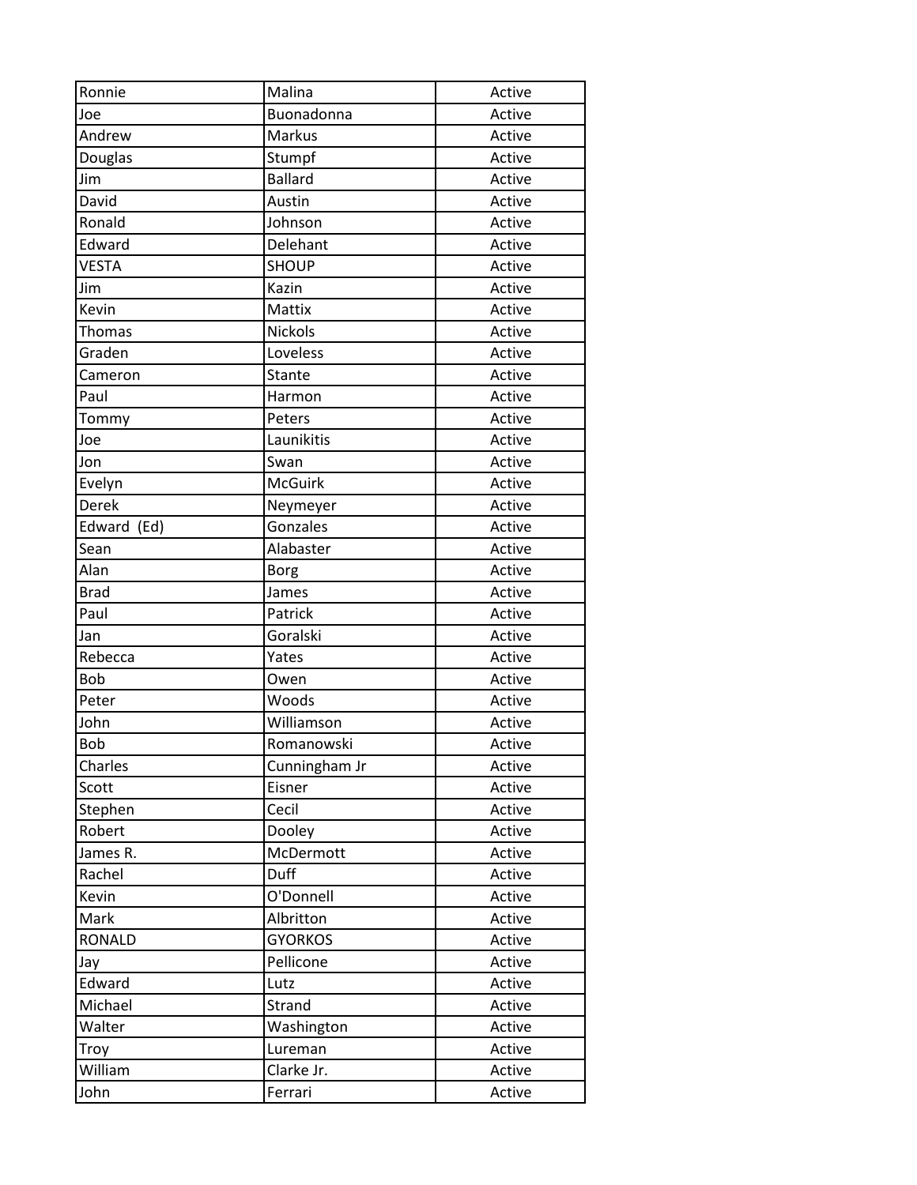| | | |
|---|---|---|
| Ronnie | Malina | Active |
| Joe | Buonadonna | Active |
| Andrew | Markus | Active |
| Douglas | Stumpf | Active |
| Jim | Ballard | Active |
| David | Austin | Active |
| Ronald | Johnson | Active |
| Edward | Delehant | Active |
| VESTA | SHOUP | Active |
| Jim | Kazin | Active |
| Kevin | Mattix | Active |
| Thomas | Nickols | Active |
| Graden | Loveless | Active |
| Cameron | Stante | Active |
| Paul | Harmon | Active |
| Tommy | Peters | Active |
| Joe | Launikitis | Active |
| Jon | Swan | Active |
| Evelyn | McGuirk | Active |
| Derek | Neymeyer | Active |
| Edward (Ed) | Gonzales | Active |
| Sean | Alabaster | Active |
| Alan | Borg | Active |
| Brad | James | Active |
| Paul | Patrick | Active |
| Jan | Goralski | Active |
| Rebecca | Yates | Active |
| Bob | Owen | Active |
| Peter | Woods | Active |
| John | Williamson | Active |
| Bob | Romanowski | Active |
| Charles | Cunningham Jr | Active |
| Scott | Eisner | Active |
| Stephen | Cecil | Active |
| Robert | Dooley | Active |
| James R. | McDermott | Active |
| Rachel | Duff | Active |
| Kevin | O'Donnell | Active |
| Mark | Albritton | Active |
| RONALD | GYORKOS | Active |
| Jay | Pellicone | Active |
| Edward | Lutz | Active |
| Michael | Strand | Active |
| Walter | Washington | Active |
| Troy | Lureman | Active |
| William | Clarke Jr. | Active |
| John | Ferrari | Active |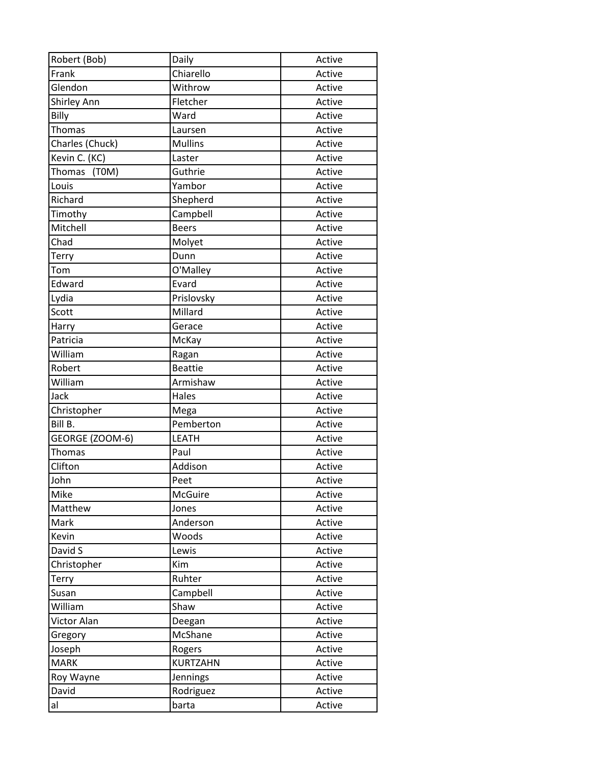| Robert (Bob) | Daily | Active |
| --- | --- | --- |
| Frank | Chiarello | Active |
| Glendon | Withrow | Active |
| Shirley Ann | Fletcher | Active |
| Billy | Ward | Active |
| Thomas | Laursen | Active |
| Charles (Chuck) | Mullins | Active |
| Kevin C. (KC) | Laster | Active |
| Thomas   (T0M) | Guthrie | Active |
| Louis | Yambor | Active |
| Richard | Shepherd | Active |
| Timothy | Campbell | Active |
| Mitchell | Beers | Active |
| Chad | Molyet | Active |
| Terry | Dunn | Active |
| Tom | O'Malley | Active |
| Edward | Evard | Active |
| Lydia | Prislovsky | Active |
| Scott | Millard | Active |
| Harry | Gerace | Active |
| Patricia | McKay | Active |
| William | Ragan | Active |
| Robert | Beattie | Active |
| William | Armishaw | Active |
| Jack | Hales | Active |
| Christopher | Mega | Active |
| Bill B. | Pemberton | Active |
| GEORGE (ZOOM-6) | LEATH | Active |
| Thomas | Paul | Active |
| Clifton | Addison | Active |
| John | Peet | Active |
| Mike | McGuire | Active |
| Matthew | Jones | Active |
| Mark | Anderson | Active |
| Kevin | Woods | Active |
| David S | Lewis | Active |
| Christopher | Kim | Active |
| Terry | Ruhter | Active |
| Susan | Campbell | Active |
| William | Shaw | Active |
| Victor Alan | Deegan | Active |
| Gregory | McShane | Active |
| Joseph | Rogers | Active |
| MARK | KURTZAHN | Active |
| Roy Wayne | Jennings | Active |
| David | Rodriguez | Active |
| al | barta | Active |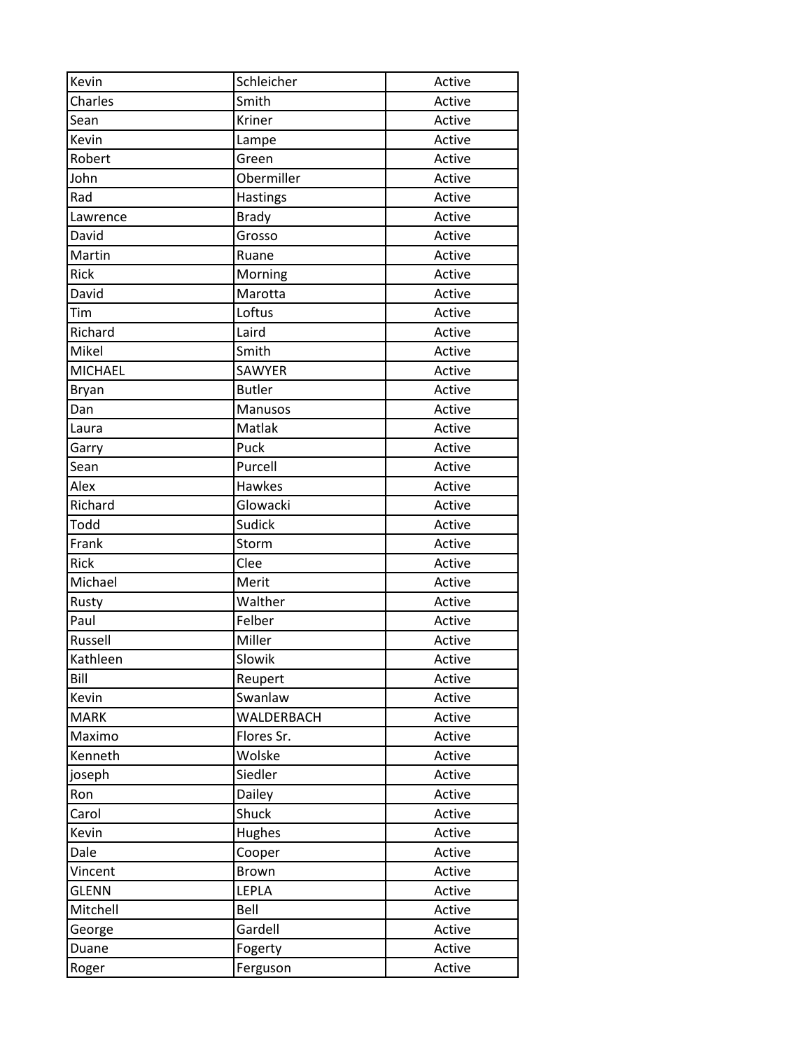| | | |
|---|---|---|
| Kevin | Schleicher | Active |
| Charles | Smith | Active |
| Sean | Kriner | Active |
| Kevin | Lampe | Active |
| Robert | Green | Active |
| John | Obermiller | Active |
| Rad | Hastings | Active |
| Lawrence | Brady | Active |
| David | Grosso | Active |
| Martin | Ruane | Active |
| Rick | Morning | Active |
| David | Marotta | Active |
| Tim | Loftus | Active |
| Richard | Laird | Active |
| Mikel | Smith | Active |
| MICHAEL | SAWYER | Active |
| Bryan | Butler | Active |
| Dan | Manusos | Active |
| Laura | Matlak | Active |
| Garry | Puck | Active |
| Sean | Purcell | Active |
| Alex | Hawkes | Active |
| Richard | Glowacki | Active |
| Todd | Sudick | Active |
| Frank | Storm | Active |
| Rick | Clee | Active |
| Michael | Merit | Active |
| Rusty | Walther | Active |
| Paul | Felber | Active |
| Russell | Miller | Active |
| Kathleen | Slowik | Active |
| Bill | Reupert | Active |
| Kevin | Swanlaw | Active |
| MARK | WALDERBACH | Active |
| Maximo | Flores Sr. | Active |
| Kenneth | Wolske | Active |
| joseph | Siedler | Active |
| Ron | Dailey | Active |
| Carol | Shuck | Active |
| Kevin | Hughes | Active |
| Dale | Cooper | Active |
| Vincent | Brown | Active |
| GLENN | LEPLA | Active |
| Mitchell | Bell | Active |
| George | Gardell | Active |
| Duane | Fogerty | Active |
| Roger | Ferguson | Active |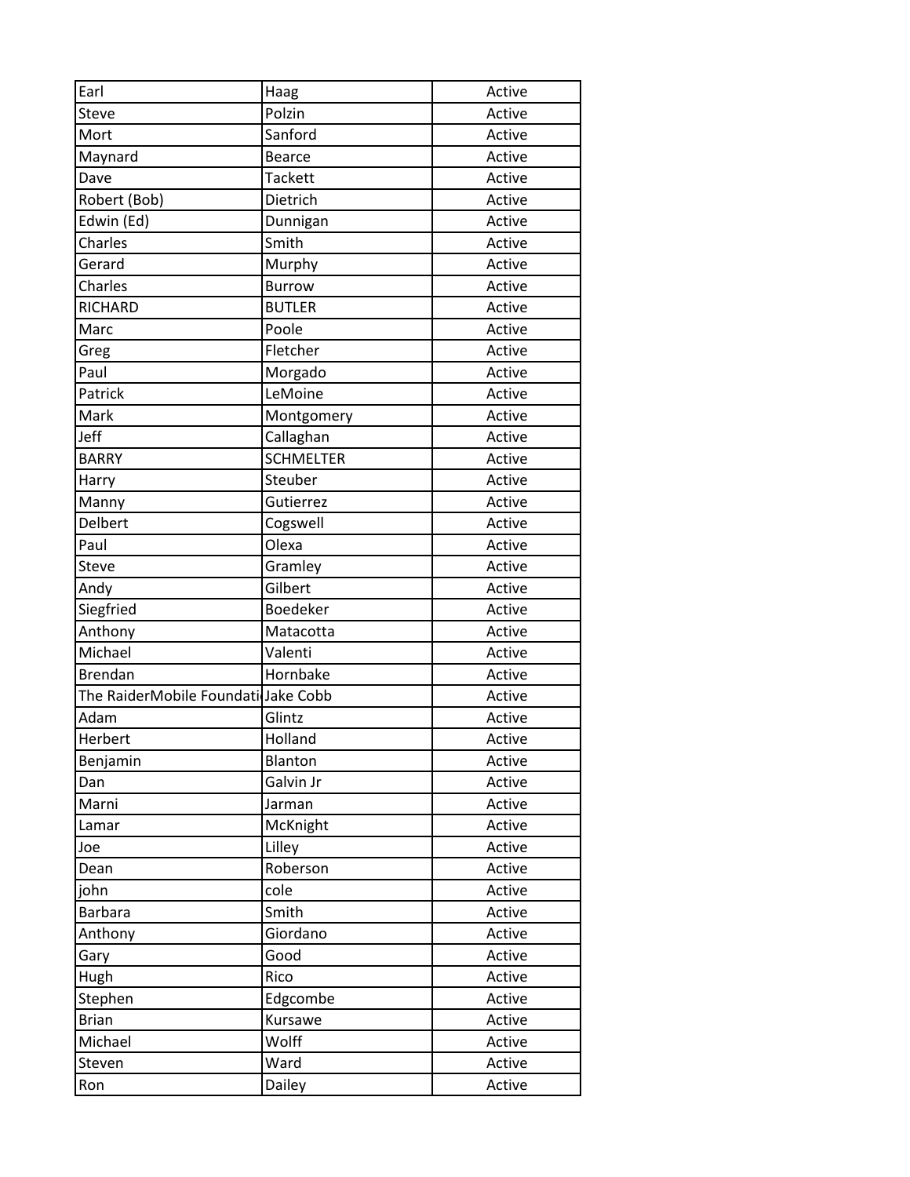| | | |
|---|---|---|
| Earl | Haag | Active |
| Steve | Polzin | Active |
| Mort | Sanford | Active |
| Maynard | Bearce | Active |
| Dave | Tackett | Active |
| Robert (Bob) | Dietrich | Active |
| Edwin (Ed) | Dunnigan | Active |
| Charles | Smith | Active |
| Gerard | Murphy | Active |
| Charles | Burrow | Active |
| RICHARD | BUTLER | Active |
| Marc | Poole | Active |
| Greg | Fletcher | Active |
| Paul | Morgado | Active |
| Patrick | LeMoine | Active |
| Mark | Montgomery | Active |
| Jeff | Callaghan | Active |
| BARRY | SCHMELTER | Active |
| Harry | Steuber | Active |
| Manny | Gutierrez | Active |
| Delbert | Cogswell | Active |
| Paul | Olexa | Active |
| Steve | Gramley | Active |
| Andy | Gilbert | Active |
| Siegfried | Boedeker | Active |
| Anthony | Matacotta | Active |
| Michael | Valenti | Active |
| Brendan | Hornbake | Active |
| The RaiderMobile Foundati | Jake Cobb | Active |
| Adam | Glintz | Active |
| Herbert | Holland | Active |
| Benjamin | Blanton | Active |
| Dan | Galvin Jr | Active |
| Marni | Jarman | Active |
| Lamar | McKnight | Active |
| Joe | Lilley | Active |
| Dean | Roberson | Active |
| john | cole | Active |
| Barbara | Smith | Active |
| Anthony | Giordano | Active |
| Gary | Good | Active |
| Hugh | Rico | Active |
| Stephen | Edgcombe | Active |
| Brian | Kursawe | Active |
| Michael | Wolff | Active |
| Steven | Ward | Active |
| Ron | Dailey | Active |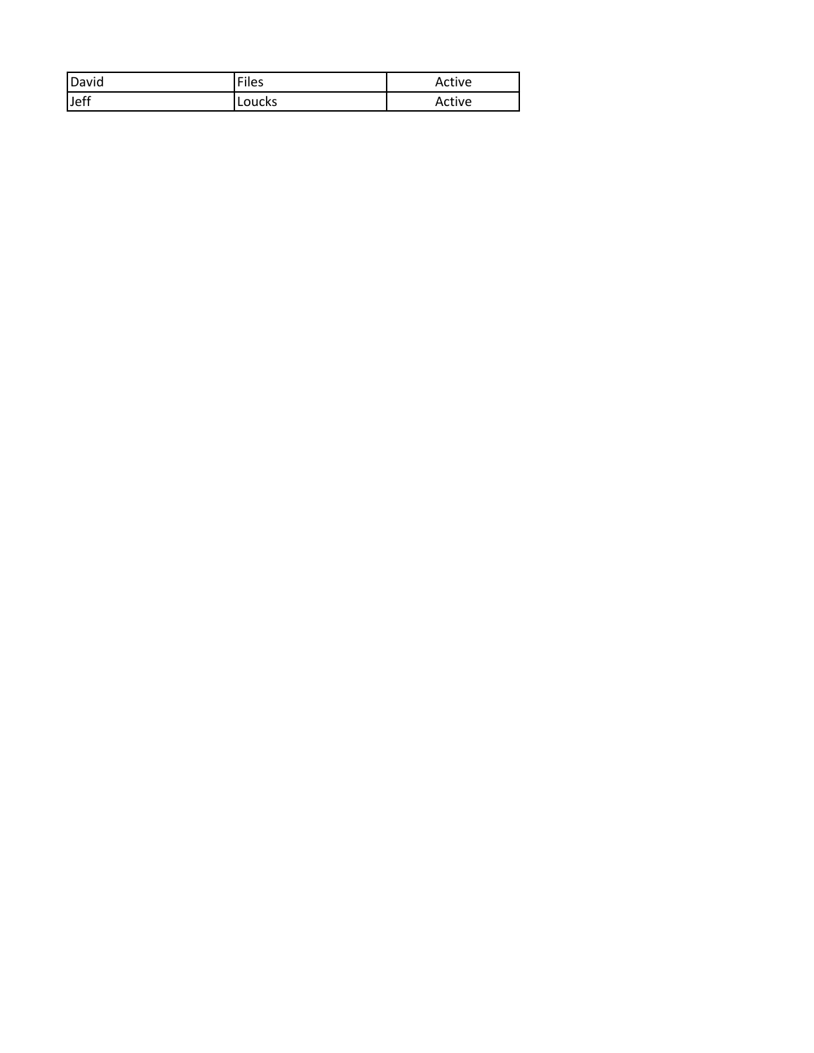| | | |
|---|---|---|
| David | Files | Active |
| Jeff | Loucks | Active |